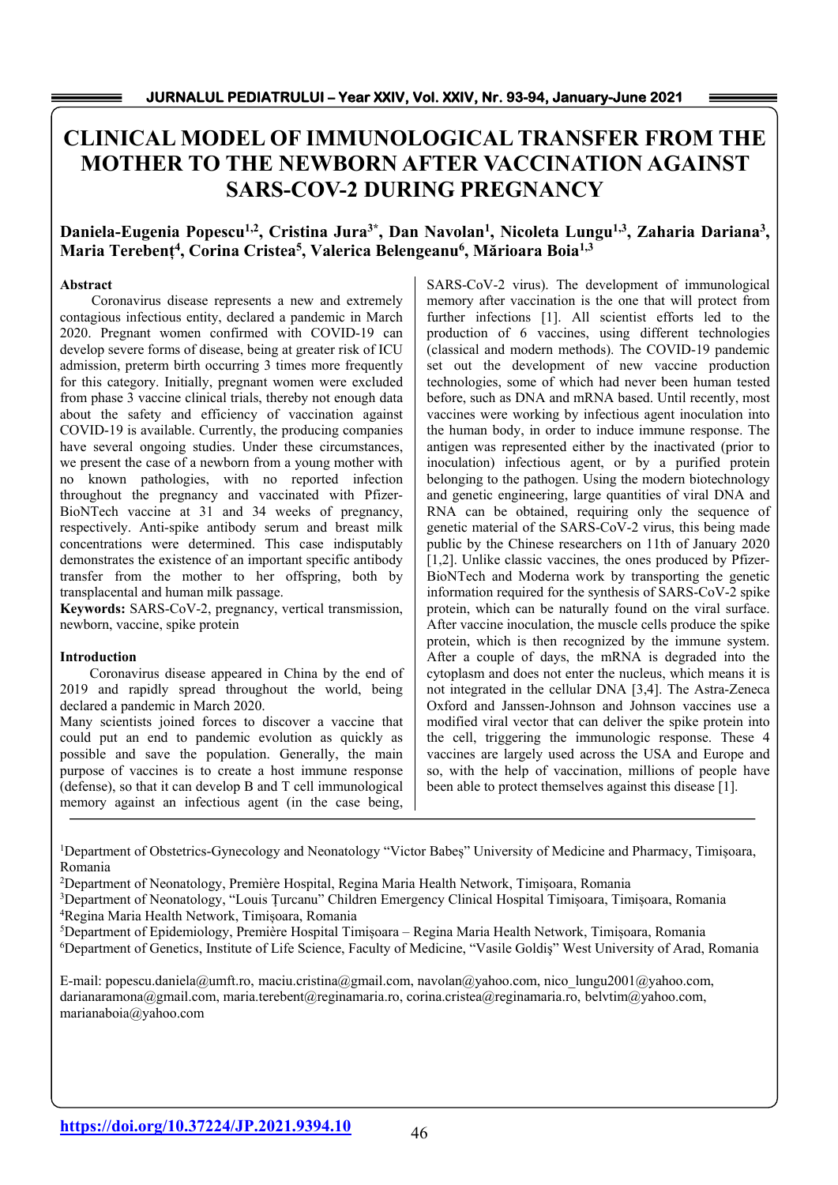# CLINICAL MODEL OF IMMUNOLOGICAL TRANSFER FROM THE MOTHER TO THE NEWBORN AFTER VACCINATION AGAINST SARS-COV-2 DURING PREGNANCY

**Daniela-Eugenia Popescu[1,2], Cristina Jura[3*], Dan Navolan[1], Nicoleta Lungu[1,3], Zaharia Dariana[3], Maria Terebenț[4], Corina Cristea[5], Valerica Belengeanu[6], Mărioara Boia[1,3]**

### Abstract

Coronavirus disease represents a new and extremely contagious infectious entity, declared a pandemic in March 2020. Pregnant women confirmed with COVID-19 can develop severe forms of disease, being at greater risk of ICU admission, preterm birth occurring 3 times more frequently for this category. Initially, pregnant women were excluded from phase 3 vaccine clinical trials, thereby not enough data about the safety and efficiency of vaccination against COVID-19 is available. Currently, the producing companies have several ongoing studies. Under these circumstances, we present the case of a newborn from a young mother with no known pathologies, with no reported infection throughout the pregnancy and vaccinated with Pfizer-BioNTech vaccine at 31 and 34 weeks of pregnancy, respectively. Anti-spike antibody serum and breast milk concentrations were determined. This case indisputably demonstrates the existence of an important specific antibody transfer from the mother to her offspring, both by transplacental and human milk passage.

**Keywords:** SARS-CoV-2, pregnancy, vertical transmission, newborn, vaccine, spike protein

### Introduction

Coronavirus disease appeared in China by the end of 2019 and rapidly spread throughout the world, being declared a pandemic in March 2020.

Many scientists joined forces to discover a vaccine that could put an end to pandemic evolution as quickly as possible and save the population. Generally, the main purpose of vaccines is to create a host immune response (defense), so that it can develop B and T cell immunological memory against an infectious agent (in the case being, SARS-CoV-2 virus). The development of immunological memory after vaccination is the one that will protect from further infections [1]. All scientist efforts led to the production of 6 vaccines, using different technologies (classical and modern methods). The COVID-19 pandemic set out the development of new vaccine production technologies, some of which had never been human tested before, such as DNA and mRNA based. Until recently, most vaccines were working by infectious agent inoculation into the human body, in order to induce immune response. The antigen was represented either by the inactivated (prior to inoculation) infectious agent, or by a purified protein belonging to the pathogen. Using the modern biotechnology and genetic engineering, large quantities of viral DNA and RNA can be obtained, requiring only the sequence of genetic material of the SARS-CoV-2 virus, this being made public by the Chinese researchers on 11th of January 2020 [1,2]. Unlike classic vaccines, the ones produced by Pfizer-BioNTech and Moderna work by transporting the genetic information required for the synthesis of SARS-CoV-2 spike protein, which can be naturally found on the viral surface. After vaccine inoculation, the muscle cells produce the spike protein, which is then recognized by the immune system. After a couple of days, the mRNA is degraded into the cytoplasm and does not enter the nucleus, which means it is not integrated in the cellular DNA [3,4]. The Astra-Zeneca Oxford and Janssen-Johnson and Johnson vaccines use a modified viral vector that can deliver the spike protein into the cell, triggering the immunologic response. These 4 vaccines are largely used across the USA and Europe and so, with the help of vaccination, millions of people have been able to protect themselves against this disease [1].

---

[1]Department of Obstetrics-Gynecology and Neonatology "Victor Babeș" University of Medicine and Pharmacy, Timișoara, Romania

[2]Department of Neonatology, Première Hospital, Regina Maria Health Network, Timișoara, Romania

[3]Department of Neonatology, "Louis Țurcanu" Children Emergency Clinical Hospital Timișoara, Timișoara, Romania

[4]Regina Maria Health Network, Timișoara, Romania

[5]Department of Epidemiology, Première Hospital Timișoara – Regina Maria Health Network, Timișoara, Romania

[6]Department of Genetics, Institute of Life Science, Faculty of Medicine, "Vasile Goldiș" West University of Arad, Romania

E-mail: popescu.daniela@umft.ro, maciu.cristina@gmail.com, navolan@yahoo.com, nico_lungu2001@yahoo.com, darianaramona@gmail.com, maria.terebent@reginamaria.ro, corina.cristea@reginamaria.ro, belvtim@yahoo.com, marianaboia@yahoo.com

https://doi.org/10.37224/JP.2021.9394.10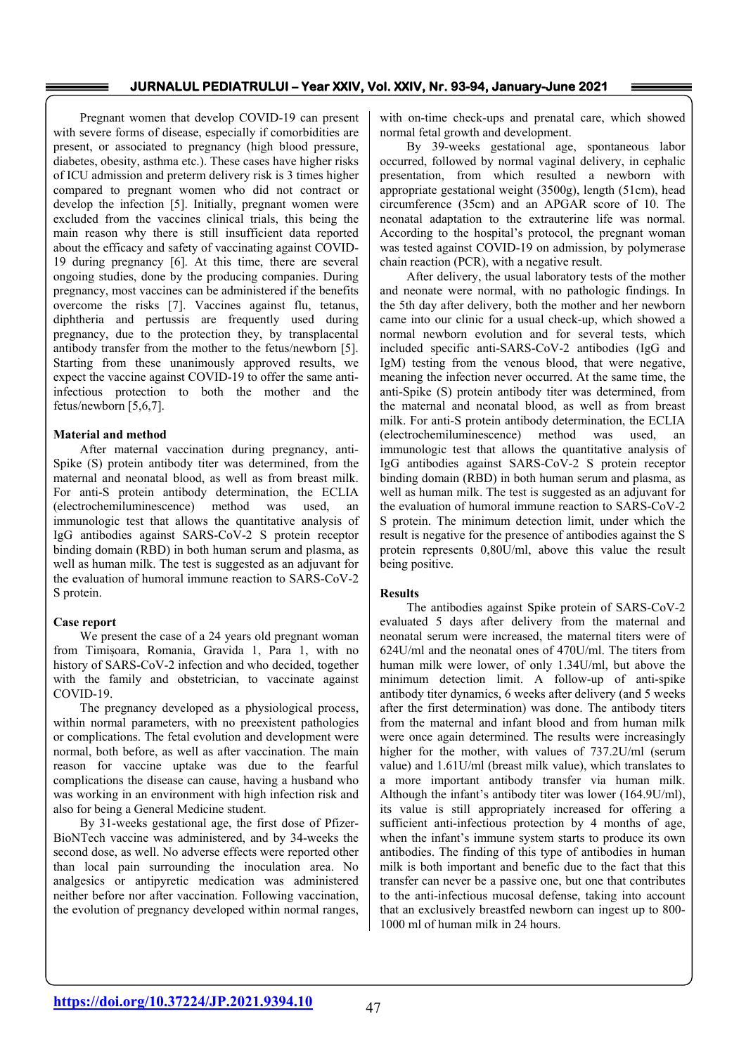Pregnant women that develop COVID-19 can present with severe forms of disease, especially if comorbidities are present, or associated to pregnancy (high blood pressure, diabetes, obesity, asthma etc.). These cases have higher risks of ICU admission and preterm delivery risk is 3 times higher compared to pregnant women who did not contract or develop the infection [5]. Initially, pregnant women were excluded from the vaccines clinical trials, this being the main reason why there is still insufficient data reported about the efficacy and safety of vaccinating against COVID-19 during pregnancy [6]. At this time, there are several ongoing studies, done by the producing companies. During pregnancy, most vaccines can be administered if the benefits overcome the risks [7]. Vaccines against flu, tetanus, diphtheria and pertussis are frequently used during pregnancy, due to the protection they, by transplacental antibody transfer from the mother to the fetus/newborn [5]. Starting from these unanimously approved results, we expect the vaccine against COVID-19 to offer the same anti-infectious protection to both the mother and the fetus/newborn [5,6,7].

**Material and method**

After maternal vaccination during pregnancy, anti-Spike (S) protein antibody titer was determined, from the maternal and neonatal blood, as well as from breast milk. For anti-S protein antibody determination, the ECLIA (electrochemiluminescence) method was used, an immunologic test that allows the quantitative analysis of IgG antibodies against SARS-CoV-2 S protein receptor binding domain (RBD) in both human serum and plasma, as well as human milk. The test is suggested as an adjuvant for the evaluation of humoral immune reaction to SARS-CoV-2 S protein.

**Case report**

We present the case of a 24 years old pregnant woman from Timișoara, Romania, Gravida 1, Para 1, with no history of SARS-CoV-2 infection and who decided, together with the family and obstetrician, to vaccinate against COVID-19.

The pregnancy developed as a physiological process, within normal parameters, with no preexistent pathologies or complications. The fetal evolution and development were normal, both before, as well as after vaccination. The main reason for vaccine uptake was due to the fearful complications the disease can cause, having a husband who was working in an environment with high infection risk and also for being a General Medicine student.

By 31-weeks gestational age, the first dose of Pfizer-BioNTech vaccine was administered, and by 34-weeks the second dose, as well. No adverse effects were reported other than local pain surrounding the inoculation area. No analgesics or antipyretic medication was administered neither before nor after vaccination. Following vaccination, the evolution of pregnancy developed within normal ranges, with on-time check-ups and prenatal care, which showed normal fetal growth and development.

By 39-weeks gestational age, spontaneous labor occurred, followed by normal vaginal delivery, in cephalic presentation, from which resulted a newborn with appropriate gestational weight (3500g), length (51cm), head circumference (35cm) and an APGAR score of 10. The neonatal adaptation to the extrauterine life was normal. According to the hospital's protocol, the pregnant woman was tested against COVID-19 on admission, by polymerase chain reaction (PCR), with a negative result.

After delivery, the usual laboratory tests of the mother and neonate were normal, with no pathologic findings. In the 5th day after delivery, both the mother and her newborn came into our clinic for a usual check-up, which showed a normal newborn evolution and for several tests, which included specific anti-SARS-CoV-2 antibodies (IgG and IgM) testing from the venous blood, that were negative, meaning the infection never occurred. At the same time, the anti-Spike (S) protein antibody titer was determined, from the maternal and neonatal blood, as well as from breast milk. For anti-S protein antibody determination, the ECLIA (electrochemiluminescence) method was used, an immunologic test that allows the quantitative analysis of IgG antibodies against SARS-CoV-2 S protein receptor binding domain (RBD) in both human serum and plasma, as well as human milk. The test is suggested as an adjuvant for the evaluation of humoral immune reaction to SARS-CoV-2 S protein. The minimum detection limit, under which the result is negative for the presence of antibodies against the S protein represents 0,80U/ml, above this value the result being positive.

**Results**

The antibodies against Spike protein of SARS-CoV-2 evaluated 5 days after delivery from the maternal and neonatal serum were increased, the maternal titers were of 624U/ml and the neonatal ones of 470U/ml. The titers from human milk were lower, of only 1.34U/ml, but above the minimum detection limit. A follow-up of anti-spike antibody titer dynamics, 6 weeks after delivery (and 5 weeks after the first determination) was done. The antibody titers from the maternal and infant blood and from human milk were once again determined. The results were increasingly higher for the mother, with values of 737.2U/ml (serum value) and 1.61U/ml (breast milk value), which translates to a more important antibody transfer via human milk. Although the infant's antibody titer was lower (164.9U/ml), its value is still appropriately increased for offering a sufficient anti-infectious protection by 4 months of age, when the infant's immune system starts to produce its own antibodies. The finding of this type of antibodies in human milk is both important and benefic due to the fact that this transfer can never be a passive one, but one that contributes to the anti-infectious mucosal defense, taking into account that an exclusively breastfed newborn can ingest up to 800-1000 ml of human milk in 24 hours.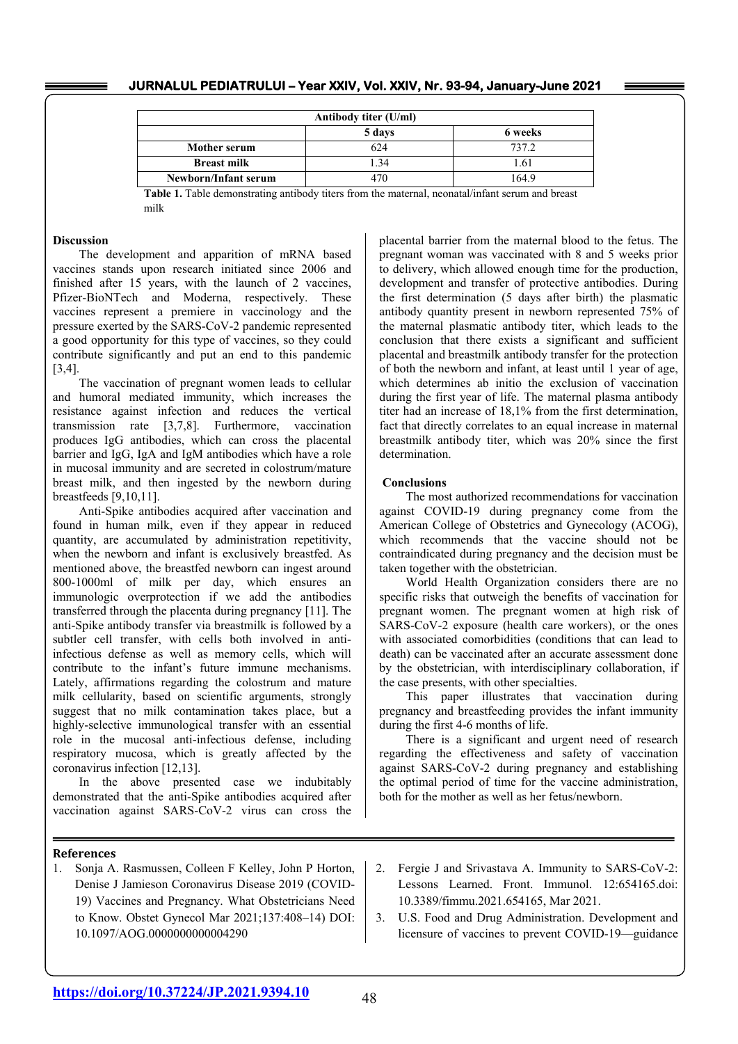| Antibody titer (U/ml) | | |
|---|---|---|
| | 5 days | 6 weeks |
| **Mother serum** | 624 | 737.2 |
| **Breast milk** | 1.34 | 1.61 |
| **Newborn/Infant serum** | 470 | 164.9 |

**Table 1.** Table demonstrating antibody titers from the maternal, neonatal/infant serum and breast milk

## Discussion

The development and apparition of mRNA based vaccines stands upon research initiated since 2006 and finished after 15 years, with the launch of 2 vaccines, Pfizer-BioNTech and Moderna, respectively. These vaccines represent a premiere in vaccinology and the pressure exerted by the SARS-CoV-2 pandemic represented a good opportunity for this type of vaccines, so they could contribute significantly and put an end to this pandemic [3,4].

The vaccination of pregnant women leads to cellular and humoral mediated immunity, which increases the resistance against infection and reduces the vertical transmission rate [3,7,8]. Furthermore, vaccination produces IgG antibodies, which can cross the placental barrier and IgG, IgA and IgM antibodies which have a role in mucosal immunity and are secreted in colostrum/mature breast milk, and then ingested by the newborn during breastfeeds [9,10,11].

Anti-Spike antibodies acquired after vaccination and found in human milk, even if they appear in reduced quantity, are accumulated by administration repetitivity, when the newborn and infant is exclusively breastfed. As mentioned above, the breastfed newborn can ingest around 800-1000ml of milk per day, which ensures an immunologic overprotection if we add the antibodies transferred through the placenta during pregnancy [11]. The anti-Spike antibody transfer via breastmilk is followed by a subtler cell transfer, with cells both involved in anti-infectious defense as well as memory cells, which will contribute to the infant's future immune mechanisms. Lately, affirmations regarding the colostrum and mature milk cellularity, based on scientific arguments, strongly suggest that no milk contamination takes place, but a highly-selective immunological transfer with an essential role in the mucosal anti-infectious defense, including respiratory mucosa, which is greatly affected by the coronavirus infection [12,13].

In the above presented case we indubitably demonstrated that the anti-Spike antibodies acquired after vaccination against SARS-CoV-2 virus can cross the placental barrier from the maternal blood to the fetus. The pregnant woman was vaccinated with 8 and 5 weeks prior to delivery, which allowed enough time for the production, development and transfer of protective antibodies. During the first determination (5 days after birth) the plasmatic antibody quantity present in newborn represented 75% of the maternal plasmatic antibody titer, which leads to the conclusion that there exists a significant and sufficient placental and breastmilk antibody transfer for the protection of both the newborn and infant, at least until 1 year of age, which determines ab initio the exclusion of vaccination during the first year of life. The maternal plasma antibody titer had an increase of 18,1% from the first determination, fact that directly correlates to an equal increase in maternal breastmilk antibody titer, which was 20% since the first determination.

## Conclusions

The most authorized recommendations for vaccination against COVID-19 during pregnancy come from the American College of Obstetrics and Gynecology (ACOG), which recommends that the vaccine should not be contraindicated during pregnancy and the decision must be taken together with the obstetrician.

World Health Organization considers there are no specific risks that outweigh the benefits of vaccination for pregnant women. The pregnant women at high risk of SARS-CoV-2 exposure (health care workers), or the ones with associated comorbidities (conditions that can lead to death) can be vaccinated after an accurate assessment done by the obstetrician, with interdisciplinary collaboration, if the case presents, with other specialties.

This paper illustrates that vaccination during pregnancy and breastfeeding provides the infant immunity during the first 4-6 months of life.

There is a significant and urgent need of research regarding the effectiveness and safety of vaccination against SARS-CoV-2 during pregnancy and establishing the optimal period of time for the vaccine administration, both for the mother as well as her fetus/newborn.

## References

1. Sonja A. Rasmussen, Colleen F Kelley, John P Horton, Denise J Jamieson Coronavirus Disease 2019 (COVID-19) Vaccines and Pregnancy. What Obstetricians Need to Know. Obstet Gynecol Mar 2021;137:408–14) DOI: 10.1097/AOG.0000000000004290
2. Fergie J and Srivastava A. Immunity to SARS-CoV-2: Lessons Learned. Front. Immunol. 12:654165.doi: 10.3389/fimmu.2021.654165, Mar 2021.
3. U.S. Food and Drug Administration. Development and licensure of vaccines to prevent COVID-19—guidance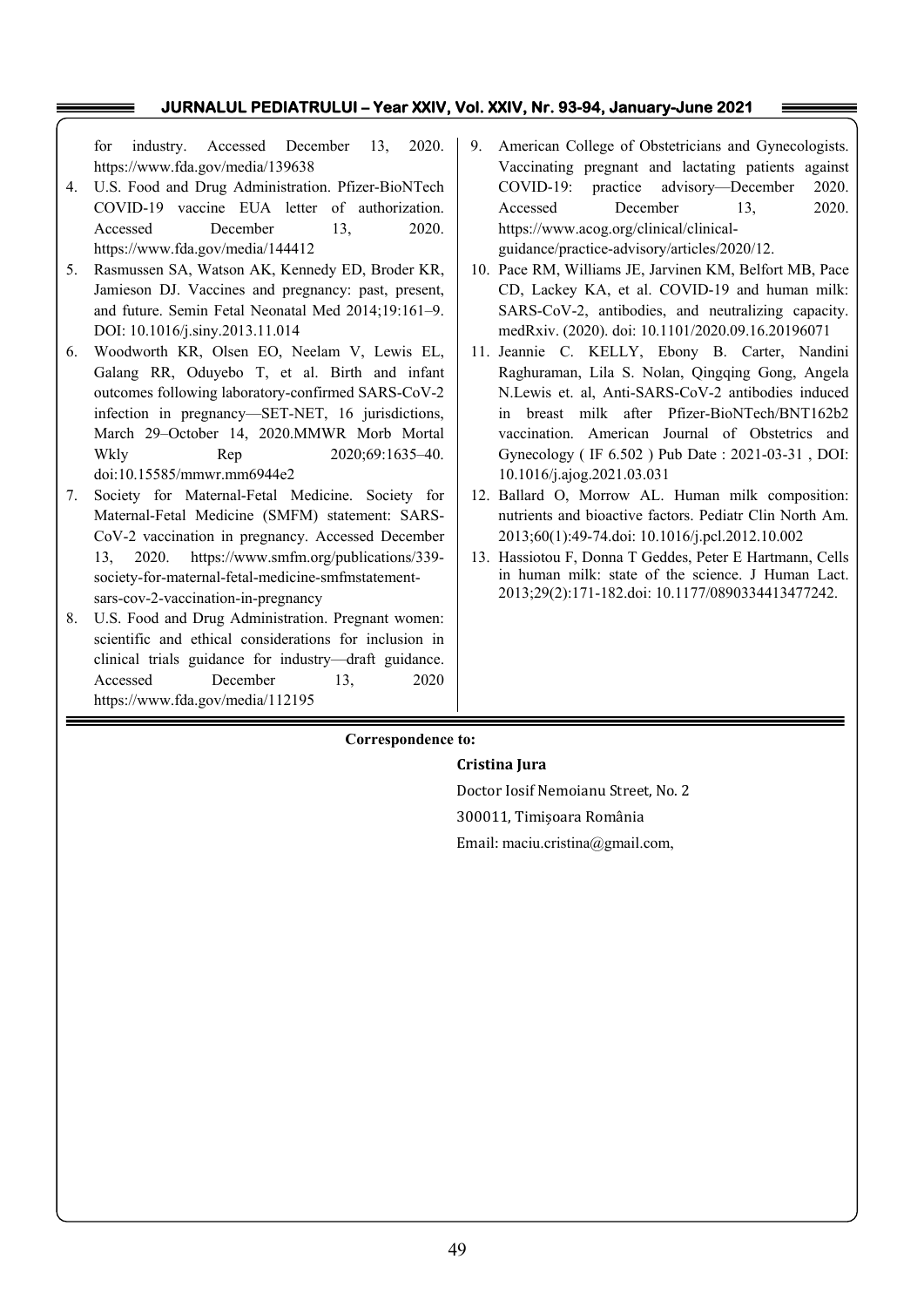for industry. Accessed December 13, 2020. https://www.fda.gov/media/139638

4. U.S. Food and Drug Administration. Pfizer-BioNTech COVID-19 vaccine EUA letter of authorization. Accessed December 13, 2020. https://www.fda.gov/media/144412
5. Rasmussen SA, Watson AK, Kennedy ED, Broder KR, Jamieson DJ. Vaccines and pregnancy: past, present, and future. Semin Fetal Neonatal Med 2014;19:161–9. DOI: 10.1016/j.siny.2013.11.014
6. Woodworth KR, Olsen EO, Neelam V, Lewis EL, Galang RR, Oduyebo T, et al. Birth and infant outcomes following laboratory-confirmed SARS-CoV-2 infection in pregnancy—SET-NET, 16 jurisdictions, March 29–October 14, 2020.MMWR Morb Mortal Wkly Rep 2020;69:1635–40. doi:10.15585/mmwr.mm6944e2
7. Society for Maternal-Fetal Medicine. Society for Maternal-Fetal Medicine (SMFM) statement: SARS-CoV-2 vaccination in pregnancy. Accessed December 13, 2020. https://www.smfm.org/publications/339-society-for-maternal-fetal-medicine-smfmstatement-sars-cov-2-vaccination-in-pregnancy
8. U.S. Food and Drug Administration. Pregnant women: scientific and ethical considerations for inclusion in clinical trials guidance for industry—draft guidance. Accessed December 13, 2020 https://www.fda.gov/media/112195
9. American College of Obstetricians and Gynecologists. Vaccinating pregnant and lactating patients against COVID-19: practice advisory—December 2020. Accessed December 13, 2020. https://www.acog.org/clinical/clinical-guidance/practice-advisory/articles/2020/12.
10. Pace RM, Williams JE, Jarvinen KM, Belfort MB, Pace CD, Lackey KA, et al. COVID-19 and human milk: SARS-CoV-2, antibodies, and neutralizing capacity. medRxiv. (2020). doi: 10.1101/2020.09.16.20196071
11. Jeannie C. KELLY, Ebony B. Carter, Nandini Raghuraman, Lila S. Nolan, Qingqing Gong, Angela N.Lewis et. al, Anti-SARS-CoV-2 antibodies induced in breast milk after Pfizer-BioNTech/BNT162b2 vaccination. American Journal of Obstetrics and Gynecology ( IF 6.502 ) Pub Date : 2021-03-31 , DOI: 10.1016/j.ajog.2021.03.031
12. Ballard O, Morrow AL. Human milk composition: nutrients and bioactive factors. Pediatr Clin North Am. 2013;60(1):49-74.doi: 10.1016/j.pcl.2012.10.002
13. Hassiotou F, Donna T Geddes, Peter E Hartmann, Cells in human milk: state of the science. J Human Lact. 2013;29(2):171-182.doi: 10.1177/0890334413477242.

**Correspondence to:**

**Cristina Jura**

Doctor Iosif Nemoianu Street, No. 2

300011, Timișoara România

Email: maciu.cristina@gmail.com,